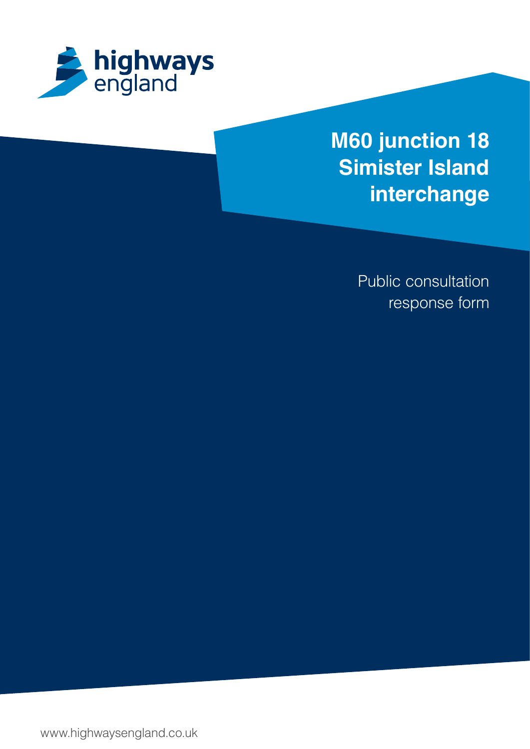highways england

# M60 junction 18 Simister Island interchange

Public consultation response form

www.highwaysengland.co.uk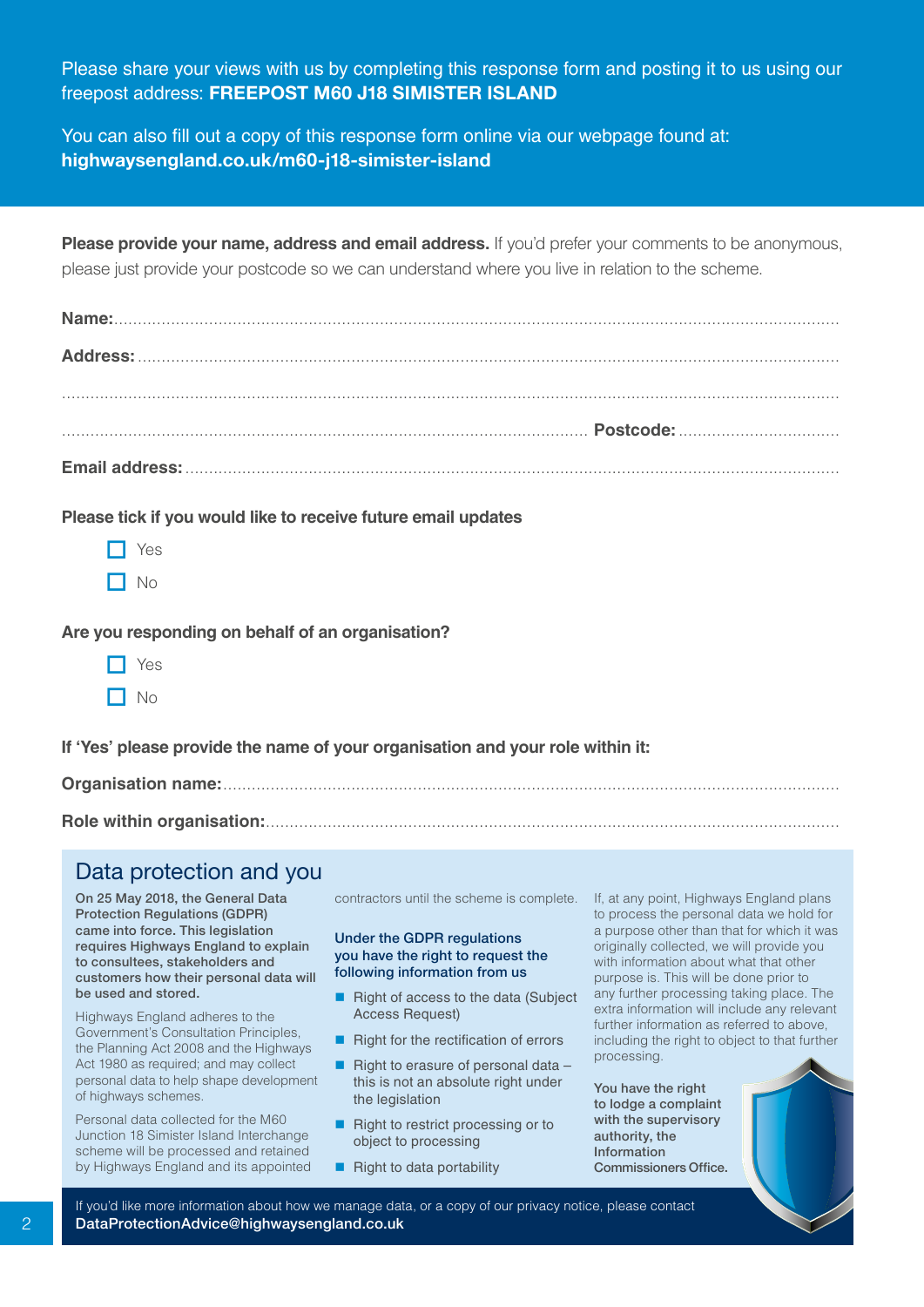Please share your views with us by completing this response form and posting it to us using our freepost address: **FREEPOST M60 J18 SIMISTER ISLAND**

You can also fill out a copy of this response form online via our webpage found at: **highwaysengland.co.uk/m60-j18-simister-island**

**Please provide your name, address and email address.** If you'd prefer your comments to be anonymous, please just provide your postcode so we can understand where you live in relation to the scheme.

**Name:**.......................................................................................................................................

**Address:** ....................................................................................................................................

.......................................................................................................................................................

.............................................................................................................. **Postcode:** ..................................

**Email address:** ..........................................................................................................................

**Please tick if you would like to receive future email updates**

- ☐ Yes
- ☐ No

**Are you responding on behalf of an organisation?**

- ☐ Yes
- ☐ No

**If 'Yes' please provide the name of your organisation and your role within it:**

**Organisation name:**....................................................................................................................

**Role within organisation:**...........................................................................................................

## Data protection and you

**On 25 May 2018, the General Data Protection Regulations (GDPR) came into force. This legislation requires Highways England to explain to consultees, stakeholders and customers how their personal data will be used and stored.**

Highways England adheres to the Government's Consultation Principles, the Planning Act 2008 and the Highways Act 1980 as required; and may collect personal data to help shape development of highways schemes.

Personal data collected for the M60 Junction 18 Simister Island Interchange scheme will be processed and retained by Highways England and its appointed contractors until the scheme is complete.

**Under the GDPR regulations you have the right to request the following information from us**

- Right of access to the data (Subject Access Request)
- Right for the rectification of errors
- Right to erasure of personal data – this is not an absolute right under the legislation
- Right to restrict processing or to object to processing
- Right to data portability

If, at any point, Highways England plans to process the personal data we hold for a purpose other than that for which it was originally collected, we will provide you with information about what that other purpose is. This will be done prior to any further processing taking place. The extra information will include any relevant further information as referred to above, including the right to object to that further processing.

**You have the right to lodge a complaint with the supervisory authority, the Information Commissioners Office.**

If you'd like more information about how we manage data, or a copy of our privacy notice, please contact **DataProtectionAdvice@highwaysengland.co.uk**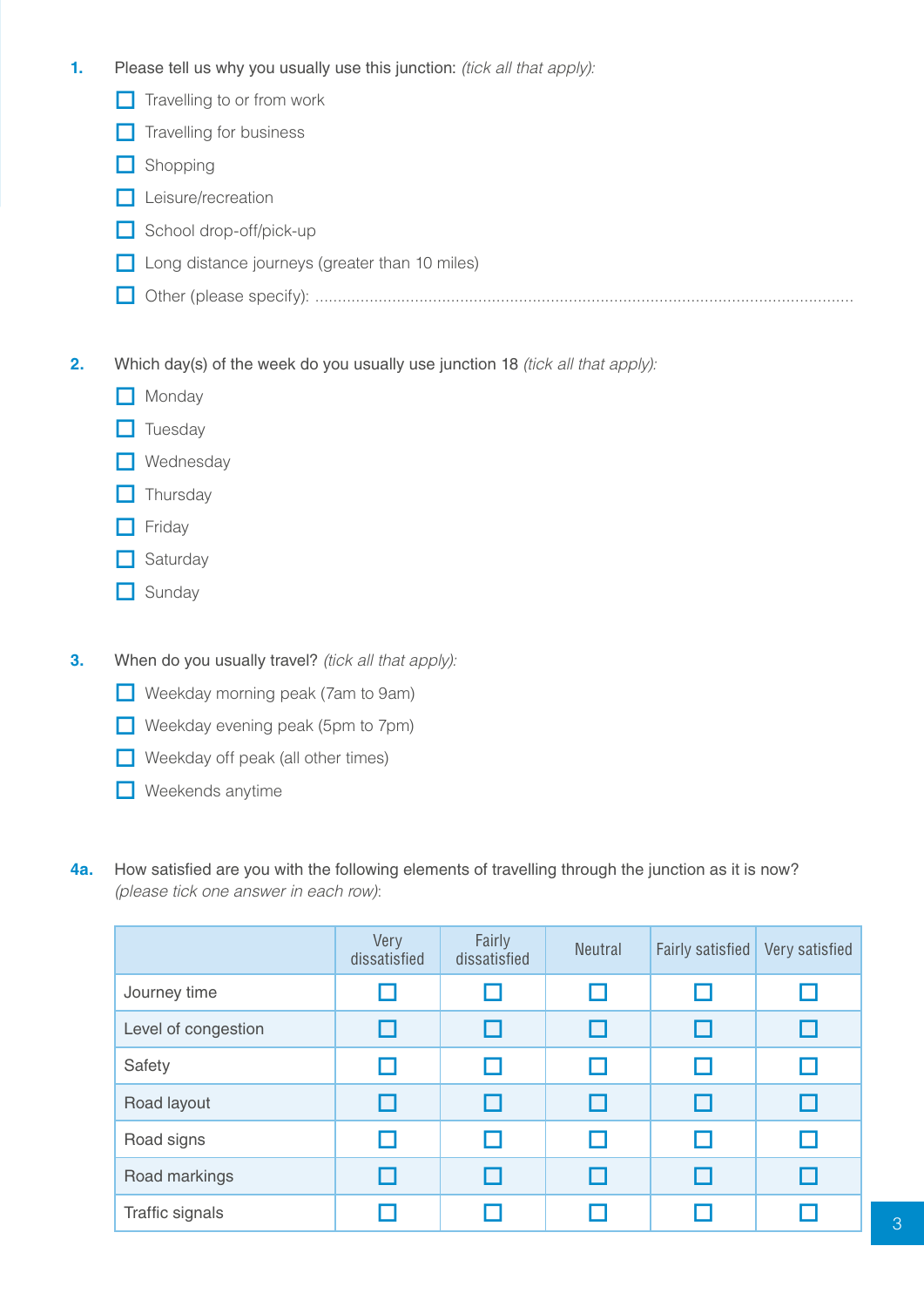**1.** Please tell us why you usually use this junction: *(tick all that apply):*

- ☐ Travelling to or from work
- ☐ Travelling for business
- ☐ Shopping
- ☐ Leisure/recreation
- ☐ School drop-off/pick-up
- ☐ Long distance journeys (greater than 10 miles)
- ☐ Other (please specify): ..........................................................................................................................

**2.** Which day(s) of the week do you usually use junction 18 *(tick all that apply):*

- ☐ Monday
- ☐ Tuesday
- ☐ Wednesday
- ☐ Thursday
- ☐ Friday
- ☐ Saturday
- ☐ Sunday

**3.** When do you usually travel? *(tick all that apply):*

- ☐ Weekday morning peak (7am to 9am)
- ☐ Weekday evening peak (5pm to 7pm)
- ☐ Weekday off peak (all other times)
- ☐ Weekends anytime

**4a.** How satisfied are you with the following elements of travelling through the junction as it is now? *(please tick one answer in each row)*:

| | Very dissatisfied | Fairly dissatisfied | Neutral | Fairly satisfied | Very satisfied |
|---|---|---|---|---|---|
| Journey time | ☐ | ☐ | ☐ | ☐ | ☐ |
| Level of congestion | ☐ | ☐ | ☐ | ☐ | ☐ |
| Safety | ☐ | ☐ | ☐ | ☐ | ☐ |
| Road layout | ☐ | ☐ | ☐ | ☐ | ☐ |
| Road signs | ☐ | ☐ | ☐ | ☐ | ☐ |
| Road markings | ☐ | ☐ | ☐ | ☐ | ☐ |
| Traffic signals | ☐ | ☐ | ☐ | ☐ | ☐ |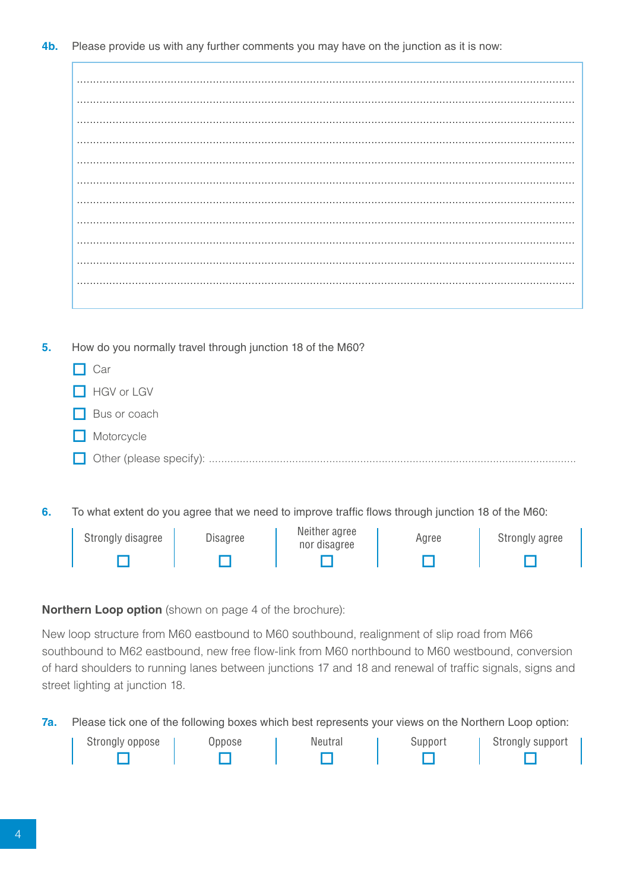**4b.** Please provide us with any further comments you may have on the junction as it is now:

..........................................................................................................................................

..........................................................................................................................................

..........................................................................................................................................

..........................................................................................................................................

..........................................................................................................................................

..........................................................................................................................................

..........................................................................................................................................

..........................................................................................................................................

..........................................................................................................................................

..........................................................................................................................................

..........................................................................................................................................

**5.** How do you normally travel through junction 18 of the M60?

- ☐ Car
- ☐ HGV or LGV
- ☐ Bus or coach
- ☐ Motorcycle
- ☐ Other (please specify): ..........................................................................................................

**6.** To what extent do you agree that we need to improve traffic flows through junction 18 of the M60:

| Strongly disagree | Disagree | Neither agree nor disagree | Agree | Strongly agree |
|---|---|---|---|---|
| ☐ | ☐ | ☐ | ☐ | ☐ |

**Northern Loop option** (shown on page 4 of the brochure):

New loop structure from M60 eastbound to M60 southbound, realignment of slip road from M66 southbound to M62 eastbound, new free flow-link from M60 northbound to M60 westbound, conversion of hard shoulders to running lanes between junctions 17 and 18 and renewal of traffic signals, signs and street lighting at junction 18.

**7a.** Please tick one of the following boxes which best represents your views on the Northern Loop option:

| Strongly oppose | Oppose | Neutral | Support | Strongly support |
|---|---|---|---|---|
| ☐ | ☐ | ☐ | ☐ | ☐ |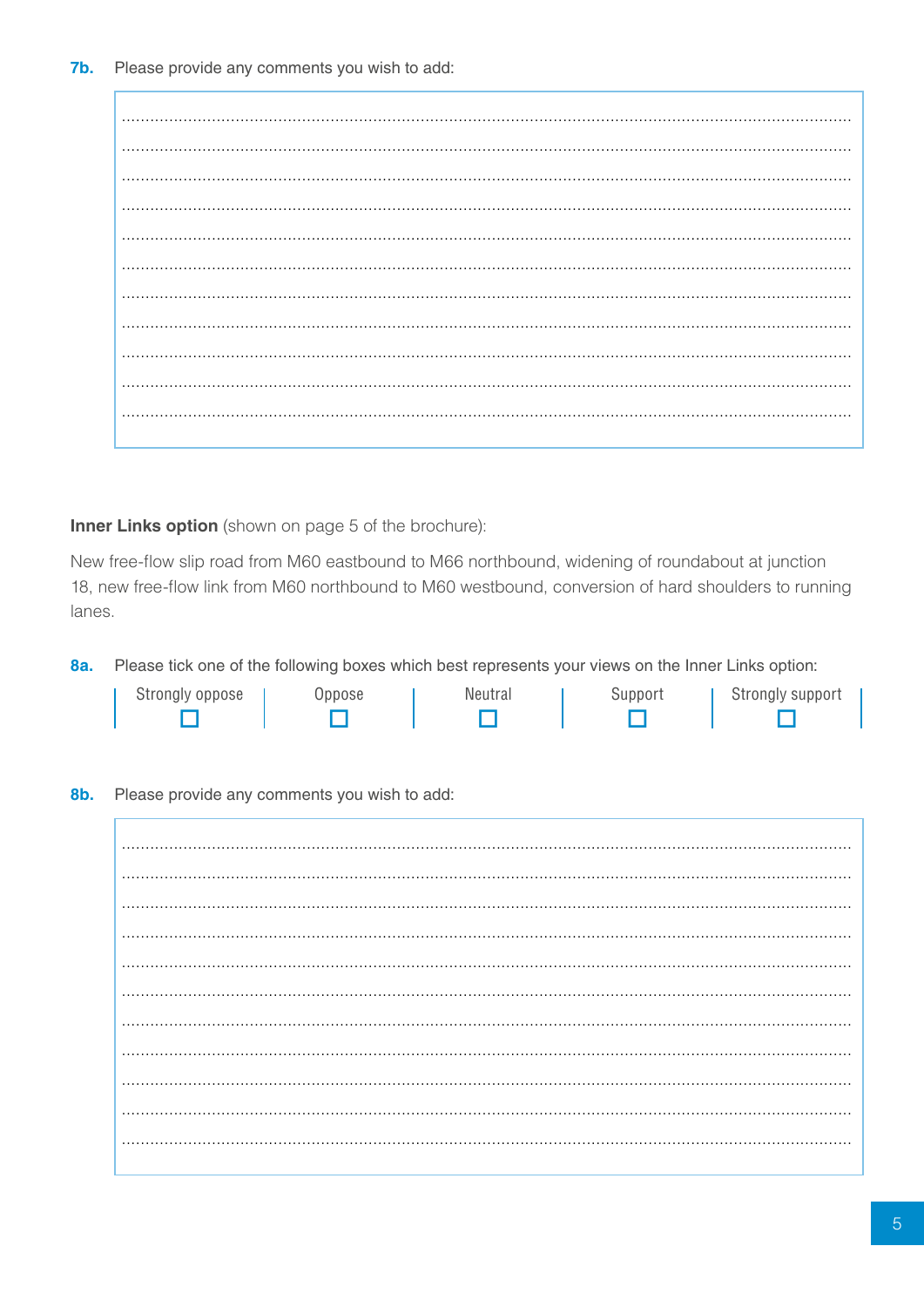**7b.** Please provide any comments you wish to add:

**Inner Links option** (shown on page 5 of the brochure):

New free-flow slip road from M60 eastbound to M66 northbound, widening of roundabout at junction 18, new free-flow link from M60 northbound to M60 westbound, conversion of hard shoulders to running lanes.

**8a.** Please tick one of the following boxes which best represents your views on the Inner Links option:

| Strongly oppose | Oppose | Neutral | Support | Strongly support |
|---|---|---|---|---|
| ☐ | ☐ | ☐ | ☐ | ☐ |

**8b.** Please provide any comments you wish to add: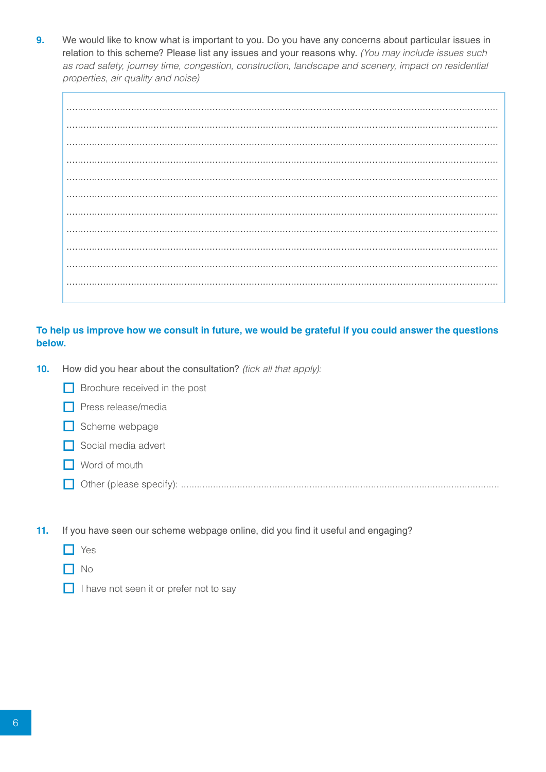**9.** We would like to know what is important to you. Do you have any concerns about particular issues in relation to this scheme? Please list any issues and your reasons why. *(You may include issues such as road safety, journey time, congestion, construction, landscape and scenery, impact on residential properties, air quality and noise)*

........................................................................................................................................

........................................................................................................................................

........................................................................................................................................

........................................................................................................................................

........................................................................................................................................

........................................................................................................................................

........................................................................................................................................

........................................................................................................................................

........................................................................................................................................

........................................................................................................................................

........................................................................................................................................

**To help us improve how we consult in future, we would be grateful if you could answer the questions below.**

**10.** How did you hear about the consultation? *(tick all that apply):*

- ☐ Brochure received in the post
- ☐ Press release/media
- ☐ Scheme webpage
- ☐ Social media advert
- ☐ Word of mouth
- ☐ Other (please specify): ........................................................................................................

**11.** If you have seen our scheme webpage online, did you find it useful and engaging?

- ☐ Yes
- ☐ No
- ☐ I have not seen it or prefer not to say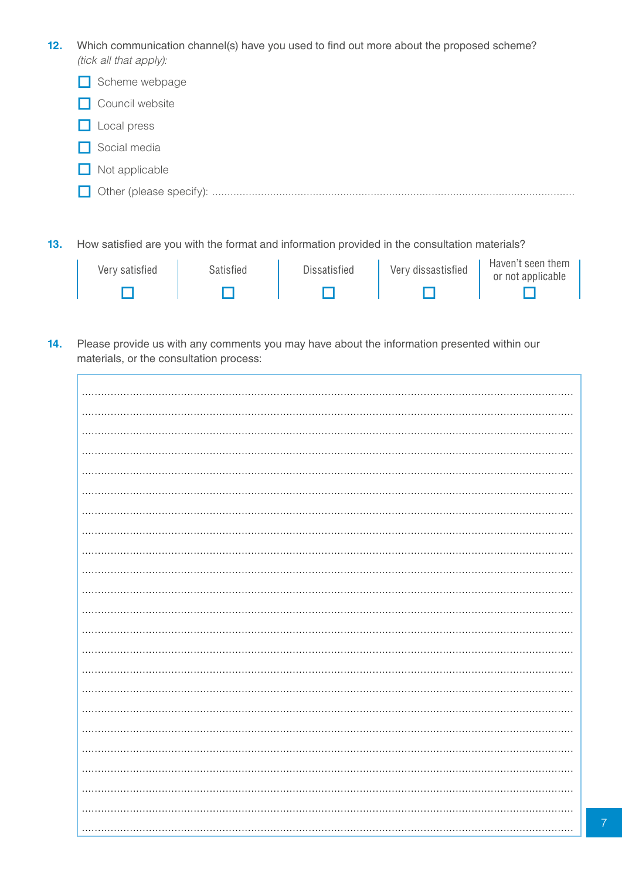**12.** Which communication channel(s) have you used to find out more about the proposed scheme? *(tick all that apply):*

- ☐ Scheme webpage
- ☐ Council website
- ☐ Local press
- ☐ Social media
- ☐ Not applicable
- ☐ Other (please specify): ......................................................................................................................

**13.** How satisfied are you with the format and information provided in the consultation materials?

| Very satisfied | Satisfied | Dissatisfied | Very dissatisfied | Haven't seen them or not applicable |
|---|---|---|---|---|
| ☐ | ☐ | ☐ | ☐ | ☐ |

**14.** Please provide us with any comments you may have about the information presented within our materials, or the consultation process:

..........................................................................................................................................................

..........................................................................................................................................................

..........................................................................................................................................................

..........................................................................................................................................................

..........................................................................................................................................................

..........................................................................................................................................................

..........................................................................................................................................................

..........................................................................................................................................................

..........................................................................................................................................................

..........................................................................................................................................................

..........................................................................................................................................................

..........................................................................................................................................................

..........................................................................................................................................................

..........................................................................................................................................................

..........................................................................................................................................................

..........................................................................................................................................................

..........................................................................................................................................................

..........................................................................................................................................................

..........................................................................................................................................................

..........................................................................................................................................................

..........................................................................................................................................................

..........................................................................................................................................................

..........................................................................................................................................................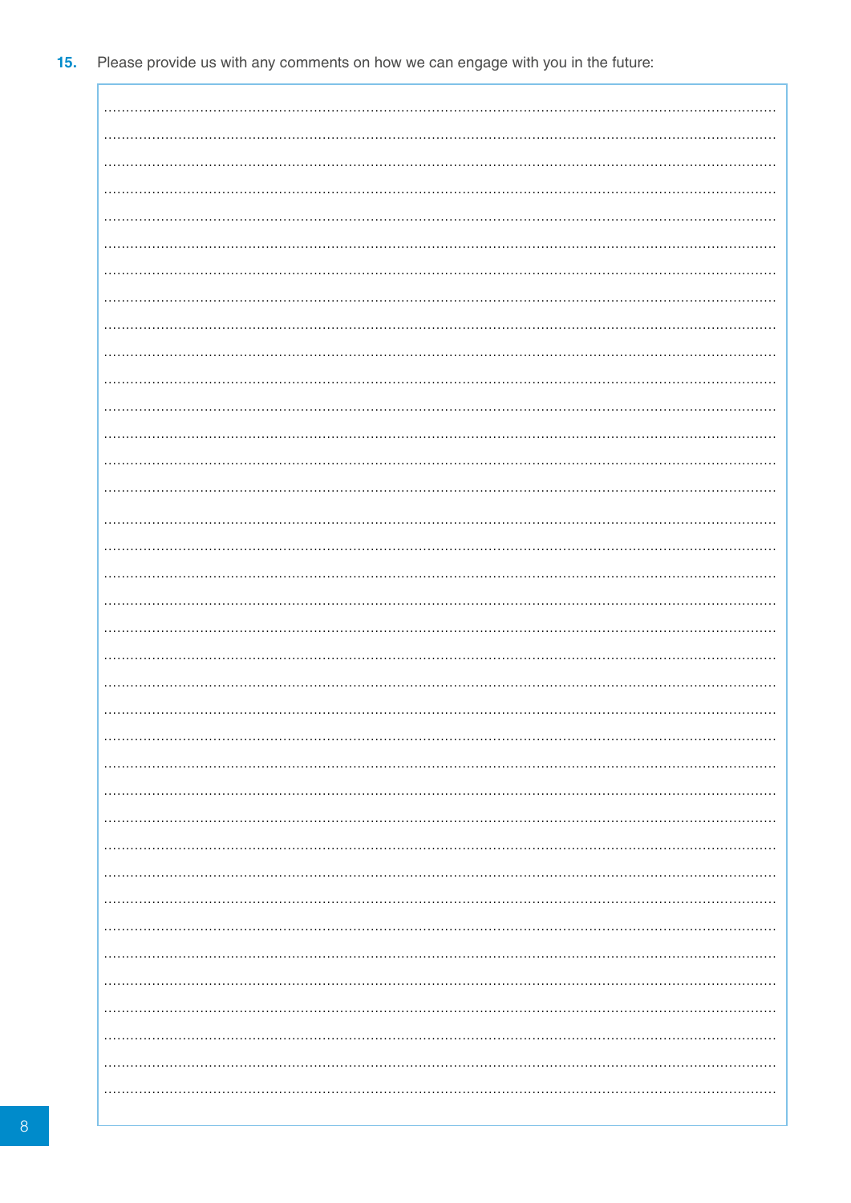15. Please provide us with any comments on how we can engage with you in the future: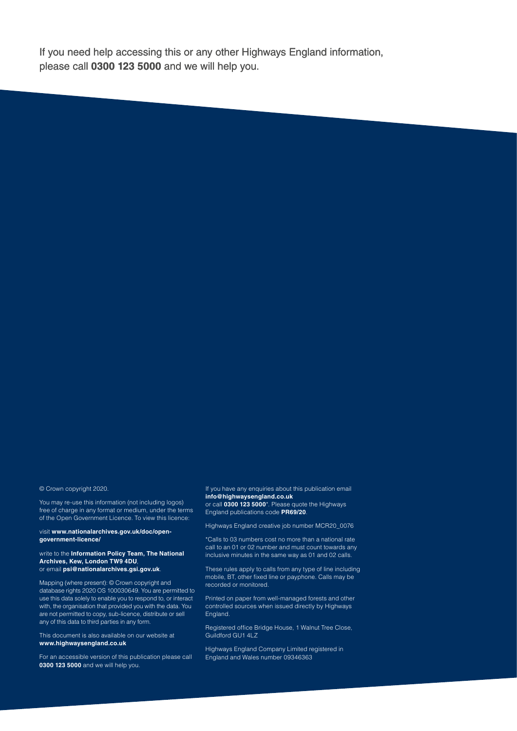If you need help accessing this or any other Highways England information, please call **0300 123 5000** and we will help you.

© Crown copyright 2020.

You may re-use this information (not including logos) free of charge in any format or medium, under the terms of the Open Government Licence. To view this licence:

visit **www.nationalarchives.gov.uk/doc/open-government-licence/**

write to the **Information Policy Team, The National Archives, Kew, London TW9 4DU**, or email **psi@nationalarchives.gsi.gov.uk**.

Mapping (where present): © Crown copyright and database rights 2020 OS 100030649. You are permitted to use this data solely to enable you to respond to, or interact with, the organisation that provided you with the data. You are not permitted to copy, sub-licence, distribute or sell any of this data to third parties in any form.

This document is also available on our website at **www.highwaysengland.co.uk**

For an accessible version of this publication please call **0300 123 5000** and we will help you.

If you have any enquiries about this publication email **info@highwaysengland.co.uk** or call **0300 123 5000***. Please quote the Highways England publications code **PR69/20**.

Highways England creative job number MCR20_0076

*Calls to 03 numbers cost no more than a national rate call to an 01 or 02 number and must count towards any inclusive minutes in the same way as 01 and 02 calls.

These rules apply to calls from any type of line including mobile, BT, other fixed line or payphone. Calls may be recorded or monitored.

Printed on paper from well-managed forests and other controlled sources when issued directly by Highways England.

Registered office Bridge House, 1 Walnut Tree Close, Guildford GU1 4LZ

Highways England Company Limited registered in England and Wales number 09346363